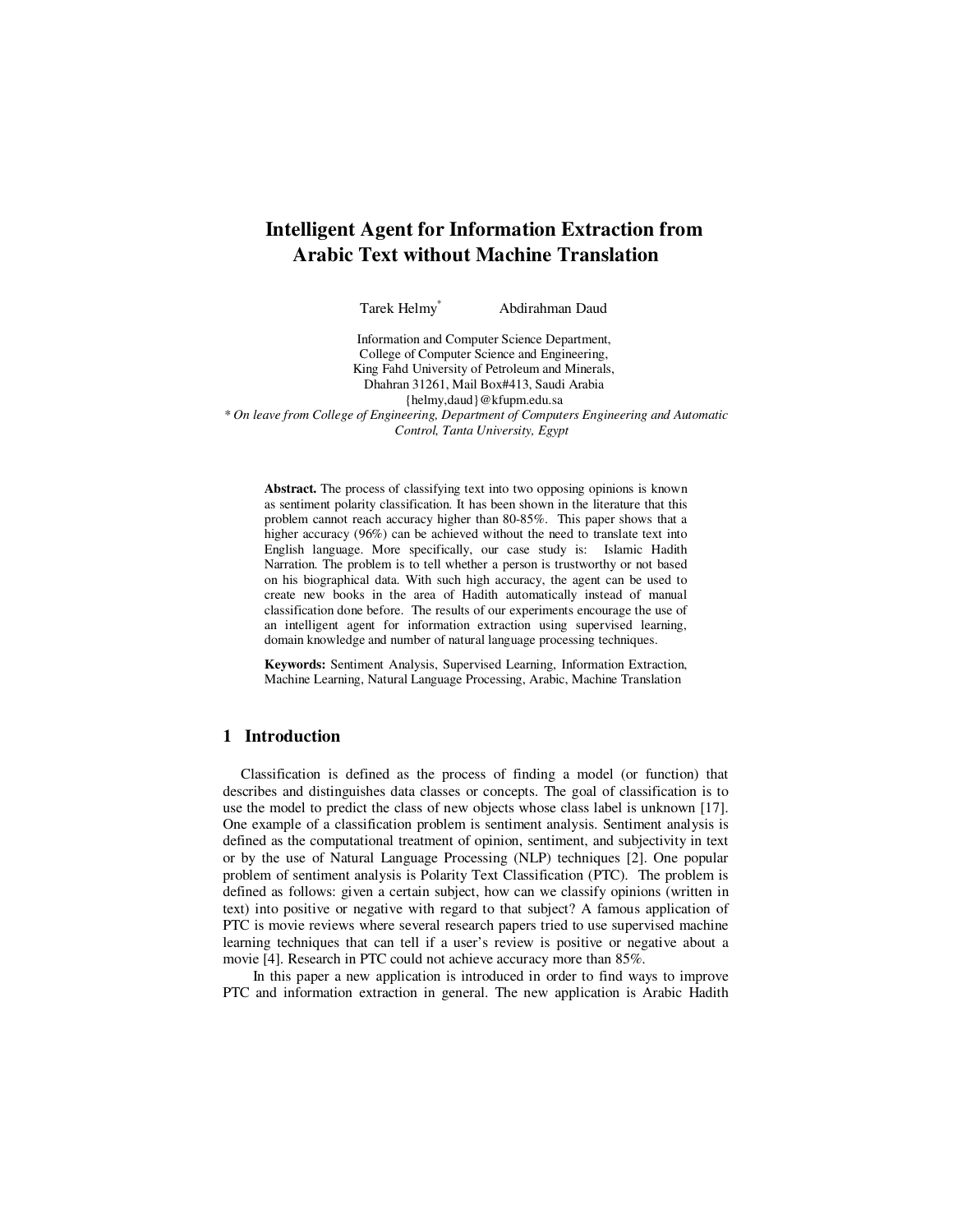# Intelligent Agent for Information Extraction from Arabic Text without Machine Translation

Tarek Helmy[*] Abdirahman Daud

Information and Computer Science Department,
College of Computer Science and Engineering,
King Fahd University of Petroleum and Minerals,
Dhahran 31261, Mail Box#413, Saudi Arabia
{helmy,daud}@kfupm.edu.sa

*\* On leave from College of Engineering, Department of Computers Engineering and Automatic Control, Tanta University, Egypt*

**Abstract.** The process of classifying text into two opposing opinions is known as sentiment polarity classification. It has been shown in the literature that this problem cannot reach accuracy higher than 80-85%. This paper shows that a higher accuracy (96%) can be achieved without the need to translate text into English language. More specifically, our case study is: Islamic Hadith Narration. The problem is to tell whether a person is trustworthy or not based on his biographical data. With such high accuracy, the agent can be used to create new books in the area of Hadith automatically instead of manual classification done before. The results of our experiments encourage the use of an intelligent agent for information extraction using supervised learning, domain knowledge and number of natural language processing techniques.

**Keywords:** Sentiment Analysis, Supervised Learning, Information Extraction, Machine Learning, Natural Language Processing, Arabic, Machine Translation

## 1 Introduction

Classification is defined as the process of finding a model (or function) that describes and distinguishes data classes or concepts. The goal of classification is to use the model to predict the class of new objects whose class label is unknown [17]. One example of a classification problem is sentiment analysis. Sentiment analysis is defined as the computational treatment of opinion, sentiment, and subjectivity in text or by the use of Natural Language Processing (NLP) techniques [2]. One popular problem of sentiment analysis is Polarity Text Classification (PTC). The problem is defined as follows: given a certain subject, how can we classify opinions (written in text) into positive or negative with regard to that subject? A famous application of PTC is movie reviews where several research papers tried to use supervised machine learning techniques that can tell if a user's review is positive or negative about a movie [4]. Research in PTC could not achieve accuracy more than 85%.

In this paper a new application is introduced in order to find ways to improve PTC and information extraction in general. The new application is Arabic Hadith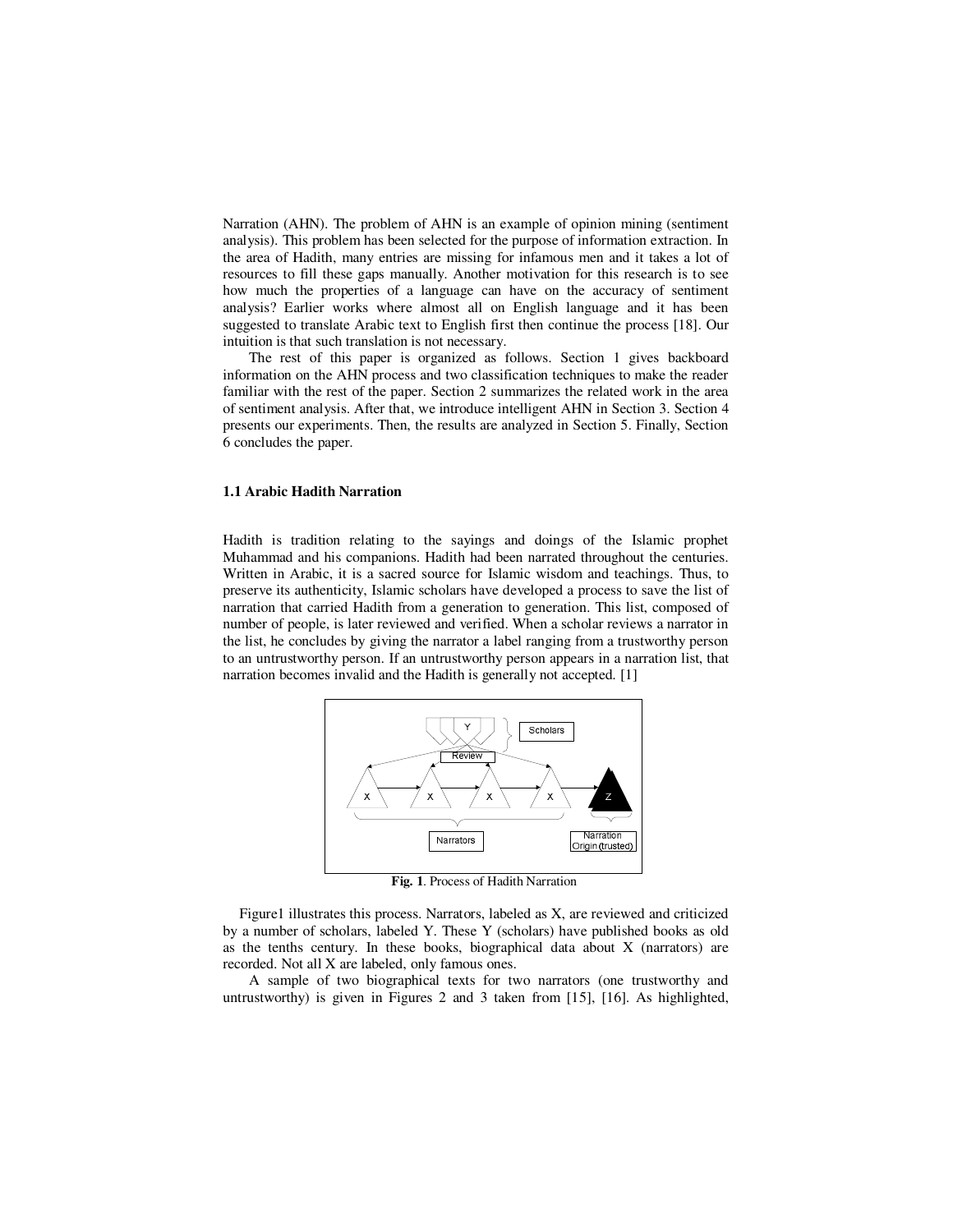Narration (AHN). The problem of AHN is an example of opinion mining (sentiment analysis). This problem has been selected for the purpose of information extraction. In the area of Hadith, many entries are missing for infamous men and it takes a lot of resources to fill these gaps manually. Another motivation for this research is to see how much the properties of a language can have on the accuracy of sentiment analysis? Earlier works where almost all on English language and it has been suggested to translate Arabic text to English first then continue the process [18]. Our intuition is that such translation is not necessary.

The rest of this paper is organized as follows. Section 1 gives backboard information on the AHN process and two classification techniques to make the reader familiar with the rest of the paper. Section 2 summarizes the related work in the area of sentiment analysis. After that, we introduce intelligent AHN in Section 3. Section 4 presents our experiments. Then, the results are analyzed in Section 5. Finally, Section 6 concludes the paper.

### 1.1 Arabic Hadith Narration

Hadith is tradition relating to the sayings and doings of the Islamic prophet Muhammad and his companions. Hadith had been narrated throughout the centuries. Written in Arabic, it is a sacred source for Islamic wisdom and teachings. Thus, to preserve its authenticity, Islamic scholars have developed a process to save the list of narration that carried Hadith from a generation to generation. This list, composed of number of people, is later reviewed and verified. When a scholar reviews a narrator in the list, he concludes by giving the narrator a label ranging from a trustworthy person to an untrustworthy person. If an untrustworthy person appears in a narration list, that narration becomes invalid and the Hadith is generally not accepted. [1]

**Fig. 1**. Process of Hadith Narration

Figure1 illustrates this process. Narrators, labeled as X, are reviewed and criticized by a number of scholars, labeled Y. These Y (scholars) have published books as old as the tenths century. In these books, biographical data about X (narrators) are recorded. Not all X are labeled, only famous ones.

A sample of two biographical texts for two narrators (one trustworthy and untrustworthy) is given in Figures 2 and 3 taken from [15], [16]. As highlighted,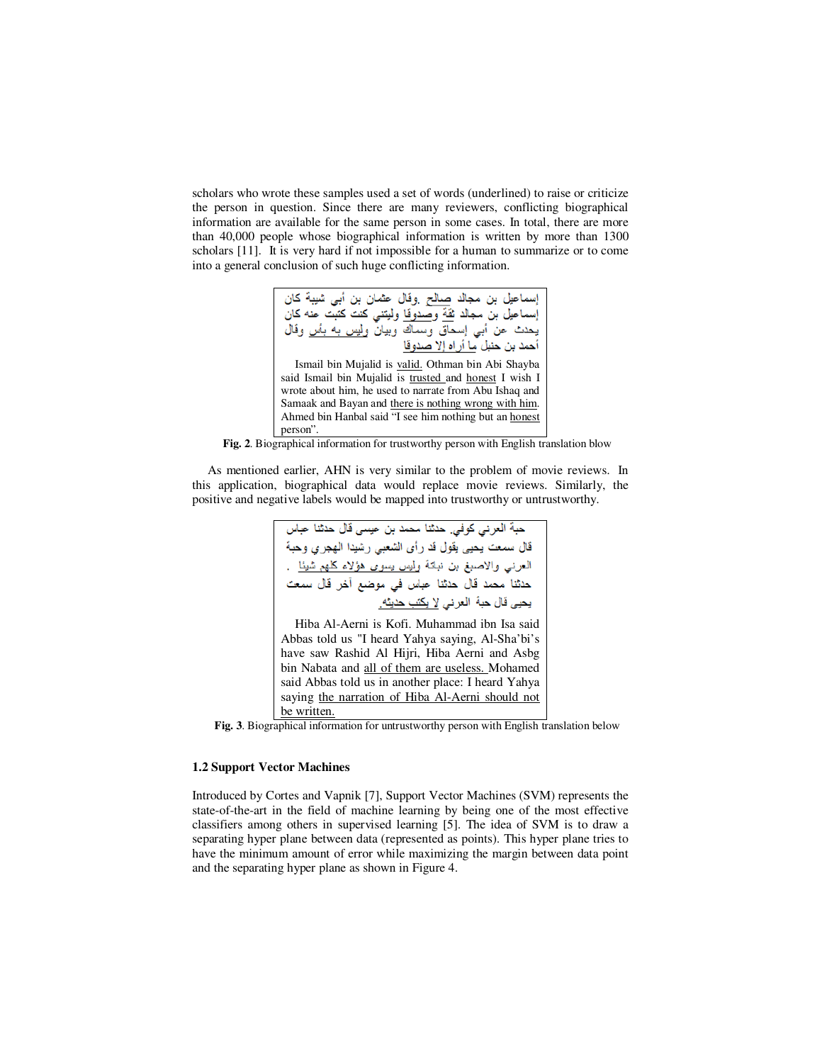scholars who wrote these samples used a set of words (underlined) to raise or criticize the person in question. Since there are many reviewers, conflicting biographical information are available for the same person in some cases. In total, there are more than 40,000 people whose biographical information is written by more than 1300 scholars [11]. It is very hard if not impossible for a human to summarize or to come into a general conclusion of such huge conflicting information.

> إسماعيل بن مجالد صالح .وقال عثمان بن أبي شيبة كان إسماعيل بن مجالد ثقة وصدوقا وليتني كنت كتبت عنه كان يحدث عن أبي إسحاق وسماك وبيان وليس به بأس وقال أحمد بن حنبل ما أراه إلا صدوقا
>
> Ismail bin Mujalid is valid. Othman bin Abi Shayba said Ismail bin Mujalid is trusted and honest I wish I wrote about him, he used to narrate from Abu Ishaq and Samaak and Bayan and there is nothing wrong with him. Ahmed bin Hanbal said "I see him nothing but an honest person".

**Fig. 2**. Biographical information for trustworthy person with English translation blow

As mentioned earlier, AHN is very similar to the problem of movie reviews. In this application, biographical data would replace movie reviews. Similarly, the positive and negative labels would be mapped into trustworthy or untrustworthy.

> حبة العرني كوفي. حدثنا محمد بن عيسى قال حدثنا عباس قال سمعت يحيى يقول قد رأى الشعبي رشيدا الهجري وحبة العرني والاصبغ بن نباتة وليس يسوى هؤلاء كلهم شيئا . حدثنا محمد قال حدثنا عباس في موضع آخر قال سمعت يحيى قال حبة العرني لا يكتب حديثه.
>
> Hiba Al-Aerni is Kofi. Muhammad ibn Isa said Abbas told us "I heard Yahya saying, Al-Sha'bi's have saw Rashid Al Hijri, Hiba Aerni and Asbg bin Nabata and all of them are useless. Mohamed said Abbas told us in another place: I heard Yahya saying the narration of Hiba Al-Aerni should not be written.

**Fig. 3**. Biographical information for untrustworthy person with English translation below

### 1.2 Support Vector Machines

Introduced by Cortes and Vapnik [7], Support Vector Machines (SVM) represents the state-of-the-art in the field of machine learning by being one of the most effective classifiers among others in supervised learning [5]. The idea of SVM is to draw a separating hyper plane between data (represented as points). This hyper plane tries to have the minimum amount of error while maximizing the margin between data point and the separating hyper plane as shown in Figure 4.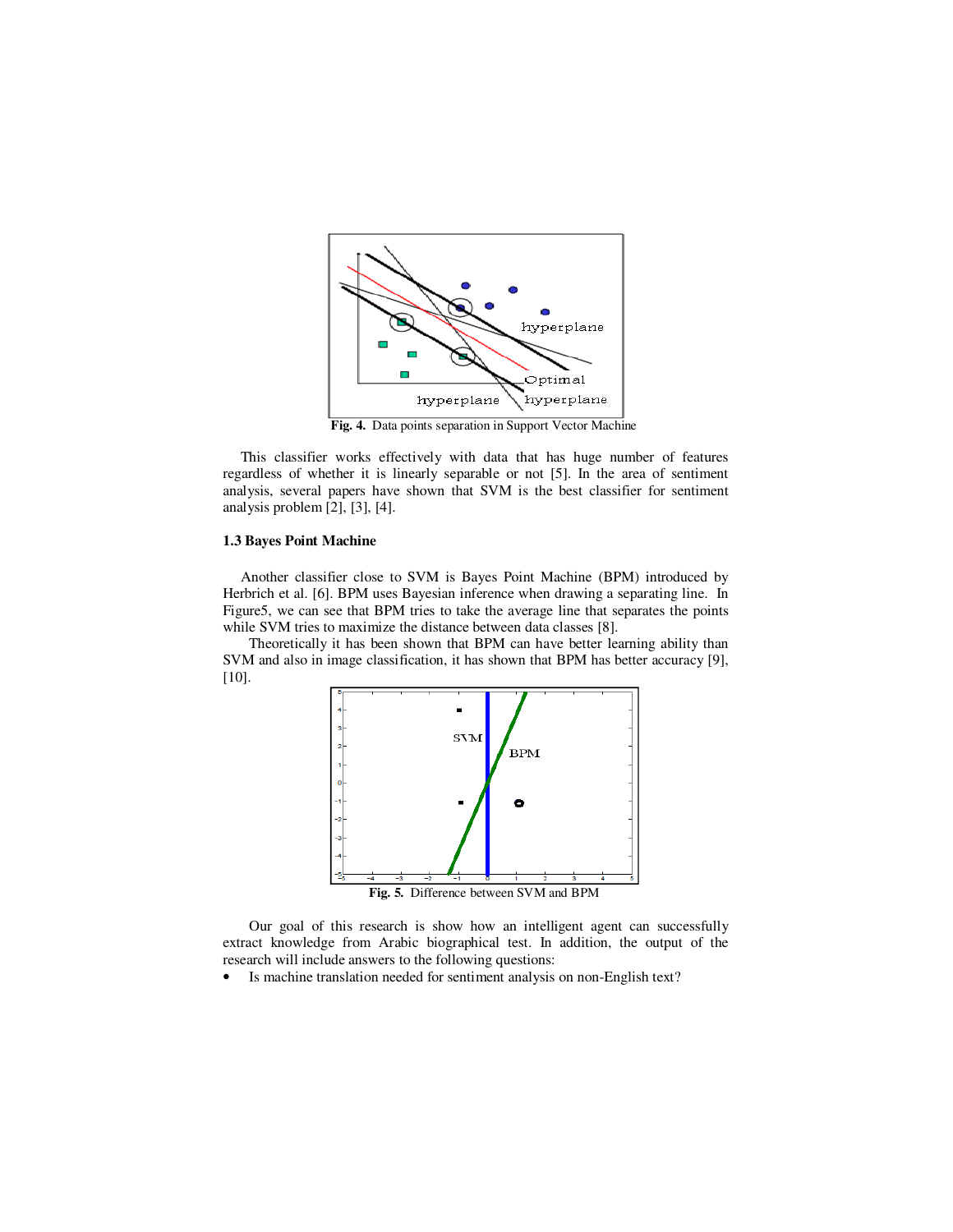Fig. 4. Data points separation in Support Vector Machine

This classifier works effectively with data that has huge number of features regardless of whether it is linearly separable or not [5]. In the area of sentiment analysis, several papers have shown that SVM is the best classifier for sentiment analysis problem [2], [3], [4].

### 1.3 Bayes Point Machine

Another classifier close to SVM is Bayes Point Machine (BPM) introduced by Herbrich et al. [6]. BPM uses Bayesian inference when drawing a separating line. In Figure5, we can see that BPM tries to take the average line that separates the points while SVM tries to maximize the distance between data classes [8].

Theoretically it has been shown that BPM can have better learning ability than SVM and also in image classification, it has shown that BPM has better accuracy [9], [10].

Fig. 5. Difference between SVM and BPM

Our goal of this research is show how an intelligent agent can successfully extract knowledge from Arabic biographical test. In addition, the output of the research will include answers to the following questions:

- Is machine translation needed for sentiment analysis on non-English text?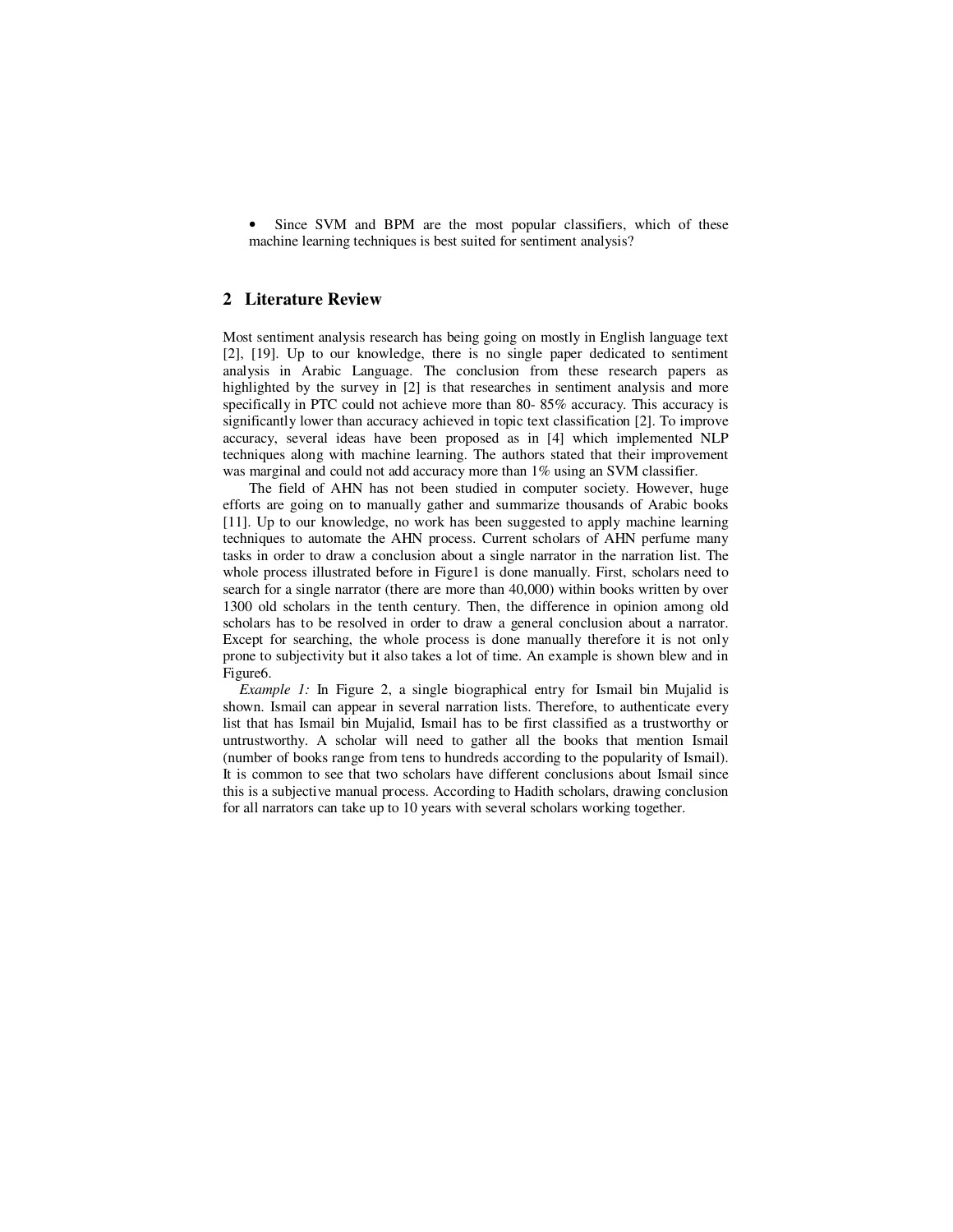- Since SVM and BPM are the most popular classifiers, which of these machine learning techniques is best suited for sentiment analysis?

## 2 Literature Review

Most sentiment analysis research has being going on mostly in English language text [2], [19]. Up to our knowledge, there is no single paper dedicated to sentiment analysis in Arabic Language. The conclusion from these research papers as highlighted by the survey in [2] is that researches in sentiment analysis and more specifically in PTC could not achieve more than 80- 85% accuracy. This accuracy is significantly lower than accuracy achieved in topic text classification [2]. To improve accuracy, several ideas have been proposed as in [4] which implemented NLP techniques along with machine learning. The authors stated that their improvement was marginal and could not add accuracy more than 1% using an SVM classifier.

The field of AHN has not been studied in computer society. However, huge efforts are going on to manually gather and summarize thousands of Arabic books [11]. Up to our knowledge, no work has been suggested to apply machine learning techniques to automate the AHN process. Current scholars of AHN perfume many tasks in order to draw a conclusion about a single narrator in the narration list. The whole process illustrated before in Figure1 is done manually. First, scholars need to search for a single narrator (there are more than 40,000) within books written by over 1300 old scholars in the tenth century. Then, the difference in opinion among old scholars has to be resolved in order to draw a general conclusion about a narrator. Except for searching, the whole process is done manually therefore it is not only prone to subjectivity but it also takes a lot of time. An example is shown blew and in Figure6.

*Example 1:* In Figure 2, a single biographical entry for Ismail bin Mujalid is shown. Ismail can appear in several narration lists. Therefore, to authenticate every list that has Ismail bin Mujalid, Ismail has to be first classified as a trustworthy or untrustworthy. A scholar will need to gather all the books that mention Ismail (number of books range from tens to hundreds according to the popularity of Ismail). It is common to see that two scholars have different conclusions about Ismail since this is a subjective manual process. According to Hadith scholars, drawing conclusion for all narrators can take up to 10 years with several scholars working together.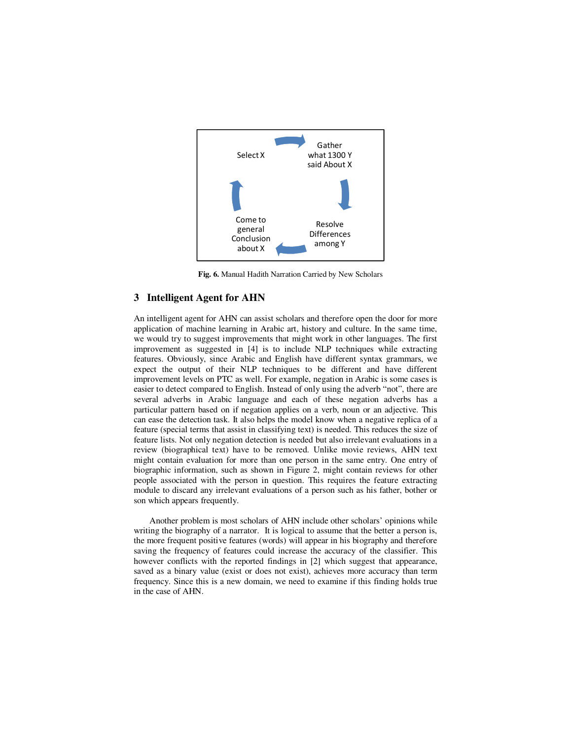Select X → Gather what 1300 Y said About X → Resolve Differences among Y → Come to general Conclusion about X

**Fig. 6.** Manual Hadith Narration Carried by New Scholars

## 3 Intelligent Agent for AHN

An intelligent agent for AHN can assist scholars and therefore open the door for more application of machine learning in Arabic art, history and culture. In the same time, we would try to suggest improvements that might work in other languages. The first improvement as suggested in [4] is to include NLP techniques while extracting features. Obviously, since Arabic and English have different syntax grammars, we expect the output of their NLP techniques to be different and have different improvement levels on PTC as well. For example, negation in Arabic is some cases is easier to detect compared to English. Instead of only using the adverb "not", there are several adverbs in Arabic language and each of these negation adverbs has a particular pattern based on if negation applies on a verb, noun or an adjective. This can ease the detection task. It also helps the model know when a negative replica of a feature (special terms that assist in classifying text) is needed. This reduces the size of feature lists. Not only negation detection is needed but also irrelevant evaluations in a review (biographical text) have to be removed. Unlike movie reviews, AHN text might contain evaluation for more than one person in the same entry. One entry of biographic information, such as shown in Figure 2, might contain reviews for other people associated with the person in question. This requires the feature extracting module to discard any irrelevant evaluations of a person such as his father, bother or son which appears frequently.

Another problem is most scholars of AHN include other scholars' opinions while writing the biography of a narrator. It is logical to assume that the better a person is, the more frequent positive features (words) will appear in his biography and therefore saving the frequency of features could increase the accuracy of the classifier. This however conflicts with the reported findings in [2] which suggest that appearance, saved as a binary value (exist or does not exist), achieves more accuracy than term frequency. Since this is a new domain, we need to examine if this finding holds true in the case of AHN.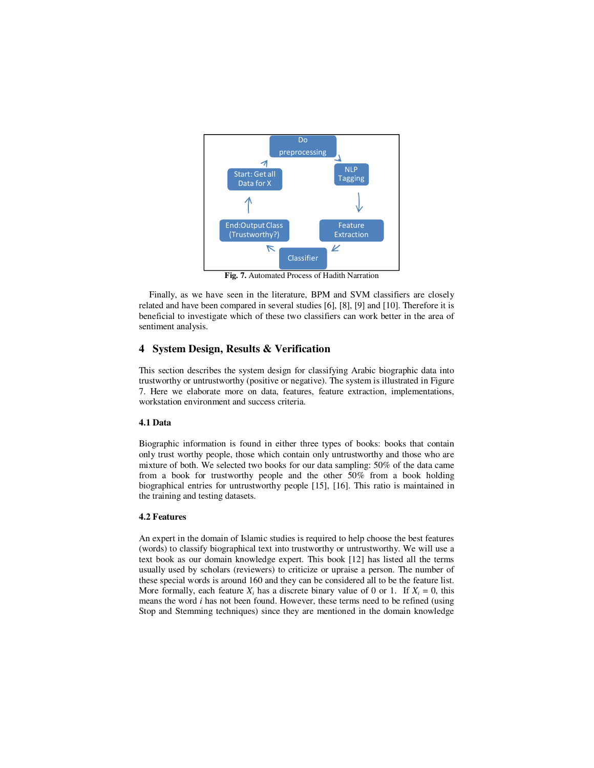**Fig. 7.** Automated Process of Hadith Narration

Finally, as we have seen in the literature, BPM and SVM classifiers are closely related and have been compared in several studies [6], [8], [9] and [10]. Therefore it is beneficial to investigate which of these two classifiers can work better in the area of sentiment analysis.

## 4 System Design, Results & Verification

This section describes the system design for classifying Arabic biographic data into trustworthy or untrustworthy (positive or negative). The system is illustrated in Figure 7. Here we elaborate more on data, features, feature extraction, implementations, workstation environment and success criteria.

### 4.1 Data

Biographic information is found in either three types of books: books that contain only trust worthy people, those which contain only untrustworthy and those who are mixture of both. We selected two books for our data sampling: 50% of the data came from a book for trustworthy people and the other 50% from a book holding biographical entries for untrustworthy people [15], [16]. This ratio is maintained in the training and testing datasets.

### 4.2 Features

An expert in the domain of Islamic studies is required to help choose the best features (words) to classify biographical text into trustworthy or untrustworthy. We will use a text book as our domain knowledge expert. This book [12] has listed all the terms usually used by scholars (reviewers) to criticize or upraise a person. The number of these special words is around 160 and they can be considered all to be the feature list. More formally, each feature $X_i$ has a discrete binary value of 0 or 1. If $X_i = 0$, this means the word $i$ has not been found. However, these terms need to be refined (using Stop and Stemming techniques) since they are mentioned in the domain knowledge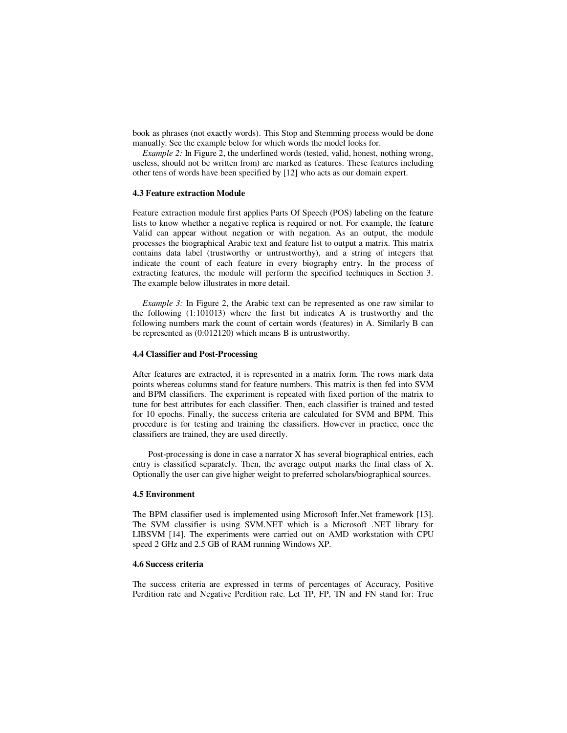book as phrases (not exactly words). This Stop and Stemming process would be done manually. See the example below for which words the model looks for.

*Example 2:* In Figure 2, the underlined words (tested, valid, honest, nothing wrong, useless, should not be written from) are marked as features. These features including other tens of words have been specified by [12] who acts as our domain expert.

### 4.3 Feature extraction Module

Feature extraction module first applies Parts Of Speech (POS) labeling on the feature lists to know whether a negative replica is required or not. For example, the feature Valid can appear without negation or with negation. As an output, the module processes the biographical Arabic text and feature list to output a matrix. This matrix contains data label (trustworthy or untrustworthy), and a string of integers that indicate the count of each feature in every biography entry. In the process of extracting features, the module will perform the specified techniques in Section 3. The example below illustrates in more detail.

*Example 3:* In Figure 2, the Arabic text can be represented as one raw similar to the following (1:101013) where the first bit indicates A is trustworthy and the following numbers mark the count of certain words (features) in A. Similarly B can be represented as (0:012120) which means B is untrustworthy.

### 4.4 Classifier and Post-Processing

After features are extracted, it is represented in a matrix form. The rows mark data points whereas columns stand for feature numbers. This matrix is then fed into SVM and BPM classifiers. The experiment is repeated with fixed portion of the matrix to tune for best attributes for each classifier. Then, each classifier is trained and tested for 10 epochs. Finally, the success criteria are calculated for SVM and BPM. This procedure is for testing and training the classifiers. However in practice, once the classifiers are trained, they are used directly.

Post-processing is done in case a narrator X has several biographical entries, each entry is classified separately. Then, the average output marks the final class of X. Optionally the user can give higher weight to preferred scholars/biographical sources.

### 4.5 Environment

The BPM classifier used is implemented using Microsoft Infer.Net framework [13]. The SVM classifier is using SVM.NET which is a Microsoft .NET library for LIBSVM [14]. The experiments were carried out on AMD workstation with CPU speed 2 GHz and 2.5 GB of RAM running Windows XP.

### 4.6 Success criteria

The success criteria are expressed in terms of percentages of Accuracy, Positive Perdition rate and Negative Perdition rate. Let TP, FP, TN and FN stand for: True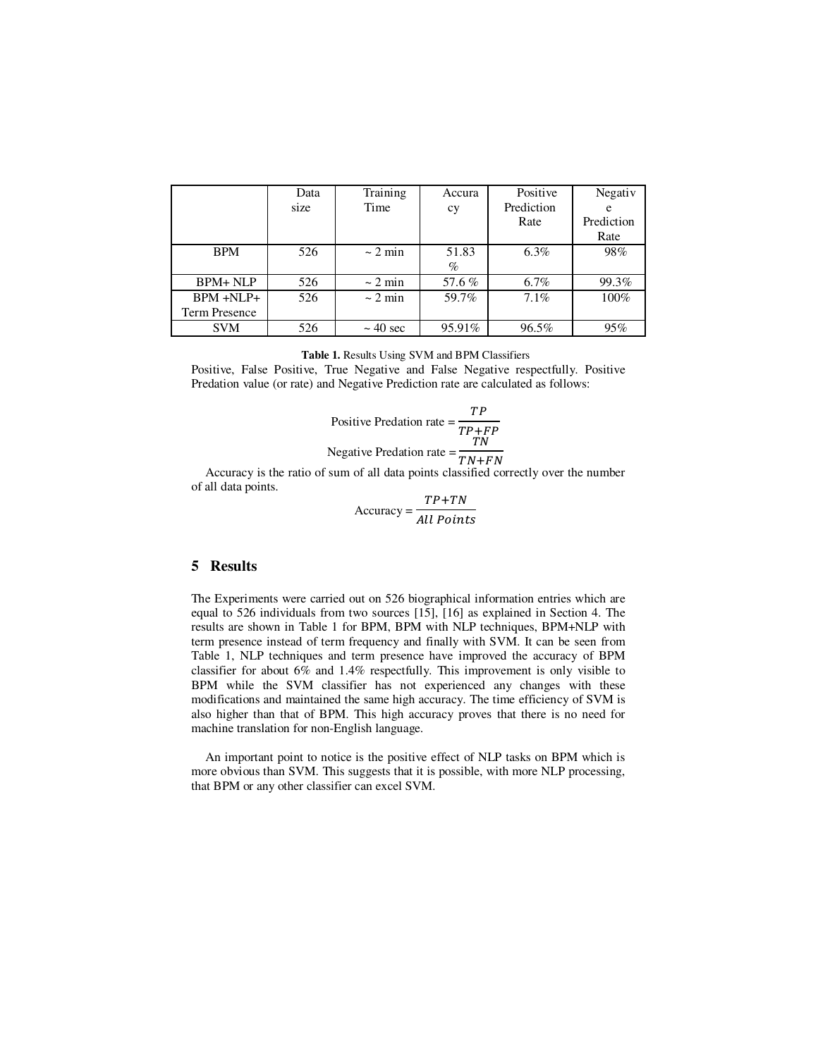| | Data size | Training Time | Accuracy | Positive Prediction Rate | Negative Prediction Rate |
|---|---|---|---|---|---|
| BPM | 526 | ~ 2 min | 51.83 % | 6.3% | 98% |
| BPM+ NLP | 526 | ~ 2 min | 57.6 % | 6.7% | 99.3% |
| BPM +NLP+ Term Presence | 526 | ~ 2 min | 59.7% | 7.1% | 100% |
| SVM | 526 | ~ 40 sec | 95.91% | 96.5% | 95% |

**Table 1.** Results Using SVM and BPM Classifiers

Positive, False Positive, True Negative and False Negative respectfully. Positive Predation value (or rate) and Negative Prediction rate are calculated as follows:

$$\text{Positive Predation rate} = \frac{TP}{TP+FP}$$

$$\text{Negative Predation rate} = \frac{TN}{TN+FN}$$

Accuracy is the ratio of sum of all data points classified correctly over the number of all data points.

$$\text{Accuracy} = \frac{TP+TN}{All\ Points}$$

## 5 Results

The Experiments were carried out on 526 biographical information entries which are equal to 526 individuals from two sources [15], [16] as explained in Section 4. The results are shown in Table 1 for BPM, BPM with NLP techniques, BPM+NLP with term presence instead of term frequency and finally with SVM. It can be seen from Table 1, NLP techniques and term presence have improved the accuracy of BPM classifier for about 6% and 1.4% respectfully. This improvement is only visible to BPM while the SVM classifier has not experienced any changes with these modifications and maintained the same high accuracy. The time efficiency of SVM is also higher than that of BPM. This high accuracy proves that there is no need for machine translation for non-English language.

An important point to notice is the positive effect of NLP tasks on BPM which is more obvious than SVM. This suggests that it is possible, with more NLP processing, that BPM or any other classifier can excel SVM.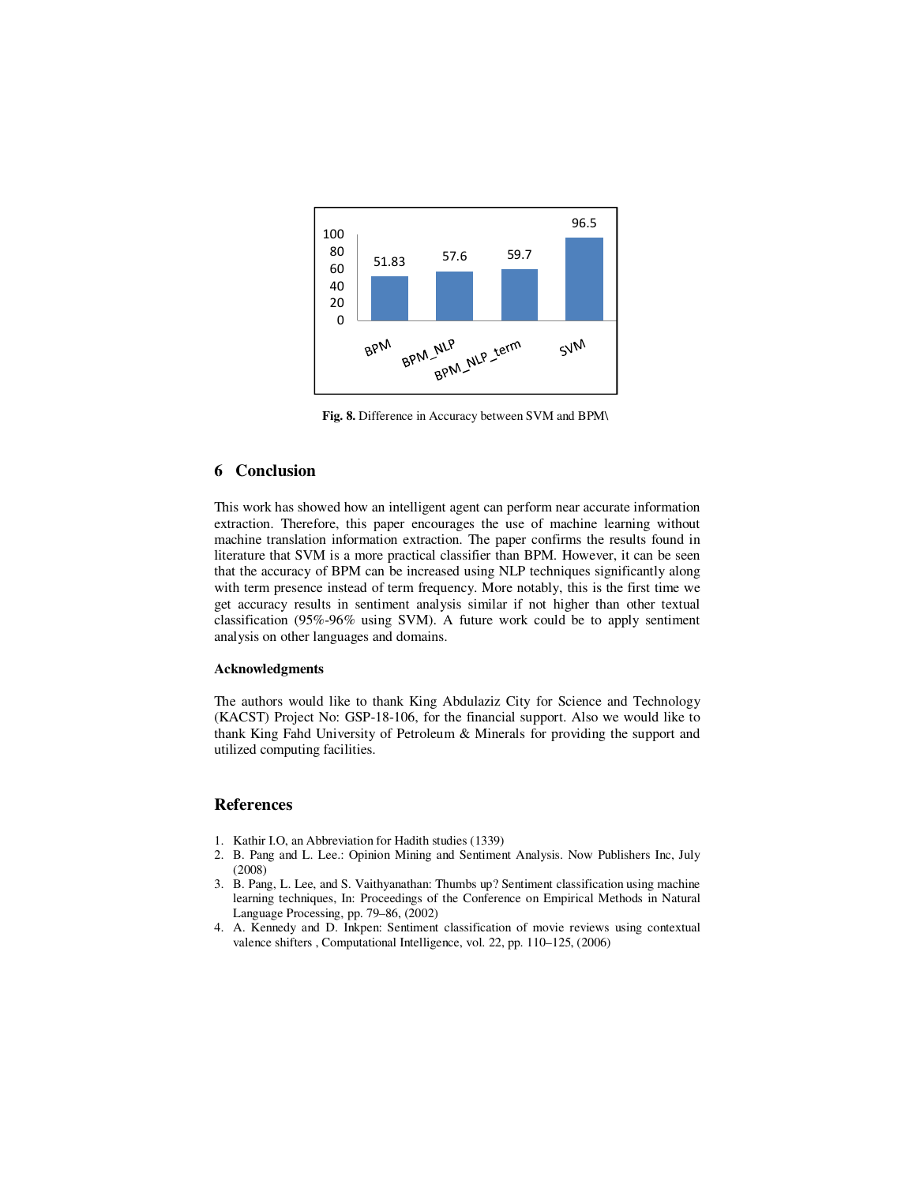Fig. 8. Difference in Accuracy between SVM and BPM\

## 6 Conclusion

This work has showed how an intelligent agent can perform near accurate information extraction. Therefore, this paper encourages the use of machine learning without machine translation information extraction. The paper confirms the results found in literature that SVM is a more practical classifier than BPM. However, it can be seen that the accuracy of BPM can be increased using NLP techniques significantly along with term presence instead of term frequency. More notably, this is the first time we get accuracy results in sentiment analysis similar if not higher than other textual classification (95%-96% using SVM). A future work could be to apply sentiment analysis on other languages and domains.

### Acknowledgments

The authors would like to thank King Abdulaziz City for Science and Technology (KACST) Project No: GSP-18-106, for the financial support. Also we would like to thank King Fahd University of Petroleum & Minerals for providing the support and utilized computing facilities.

## References

1. Kathir I.O, an Abbreviation for Hadith studies (1339)
2. B. Pang and L. Lee.: Opinion Mining and Sentiment Analysis. Now Publishers Inc, July (2008)
3. B. Pang, L. Lee, and S. Vaithyanathan: Thumbs up? Sentiment classification using machine learning techniques, In: Proceedings of the Conference on Empirical Methods in Natural Language Processing, pp. 79–86, (2002)
4. A. Kennedy and D. Inkpen: Sentiment classification of movie reviews using contextual valence shifters , Computational Intelligence, vol. 22, pp. 110–125, (2006)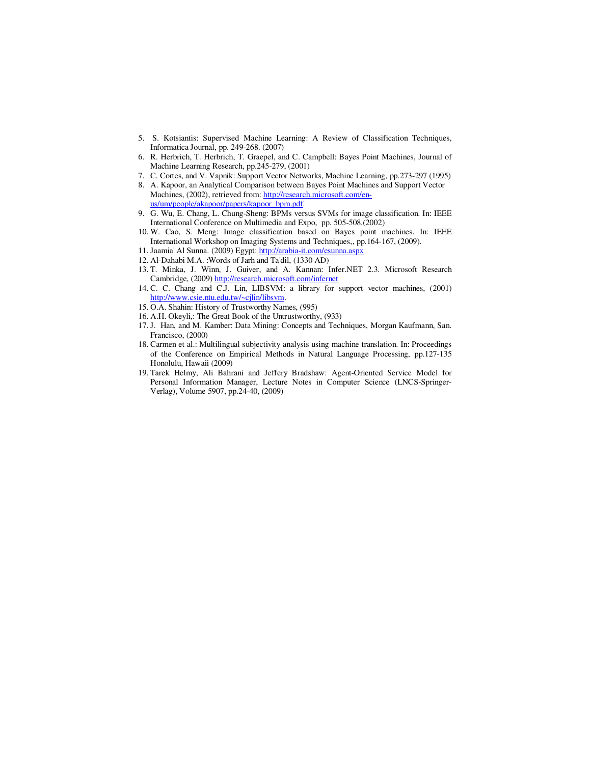5. S. Kotsiantis: Supervised Machine Learning: A Review of Classification Techniques, Informatica Journal, pp. 249-268. (2007)
6. R. Herbrich, T. Herbrich, T. Graepel, and C. Campbell: Bayes Point Machines, Journal of Machine Learning Research, pp.245-279, (2001)
7. C. Cortes, and V. Vapnik: Support Vector Networks, Machine Learning, pp.273-297 (1995)
8. A. Kapoor, an Analytical Comparison between Bayes Point Machines and Support Vector Machines, (2002), retrieved from: http://research.microsoft.com/en-us/um/people/akapoor/papers/kapoor_bpm.pdf.
9. G. Wu, E. Chang, L. Chung-Sheng: BPMs versus SVMs for image classification. In: IEEE International Conference on Multimedia and Expo, pp. 505-508.(2002)
10. W. Cao, S. Meng: Image classification based on Bayes point machines. In: IEEE International Workshop on Imaging Systems and Techniques,, pp.164-167, (2009).
11. Jaamia' Al Sunna. (2009) Egypt: http://arabia-it.com/esunna.aspx
12. Al-Dahabi M.A. :Words of Jarh and Ta'dil, (1330 AD)
13. T. Minka, J. Winn, J. Guiver, and A. Kannan: Infer.NET 2.3. Microsoft Research Cambridge, (2009) http://research.microsoft.com/infernet
14. C. C. Chang and C.J. Lin, LIBSVM: a library for support vector machines, (2001) http://www.csie.ntu.edu.tw/~cjlin/libsvm.
15. O.A. Shahin: History of Trustworthy Names, (995)
16. A.H. Okeyli,: The Great Book of the Untrustworthy, (933)
17. J. Han, and M. Kamber: Data Mining: Concepts and Techniques, Morgan Kaufmann, San. Francisco, (2000)
18. Carmen et al.: Multilingual subjectivity analysis using machine translation. In: Proceedings of the Conference on Empirical Methods in Natural Language Processing, pp.127-135 Honolulu, Hawaii (2009)
19. Tarek Helmy, Ali Bahrani and Jeffery Bradshaw: Agent-Oriented Service Model for Personal Information Manager, Lecture Notes in Computer Science (LNCS-Springer-Verlag), Volume 5907, pp.24-40, (2009)